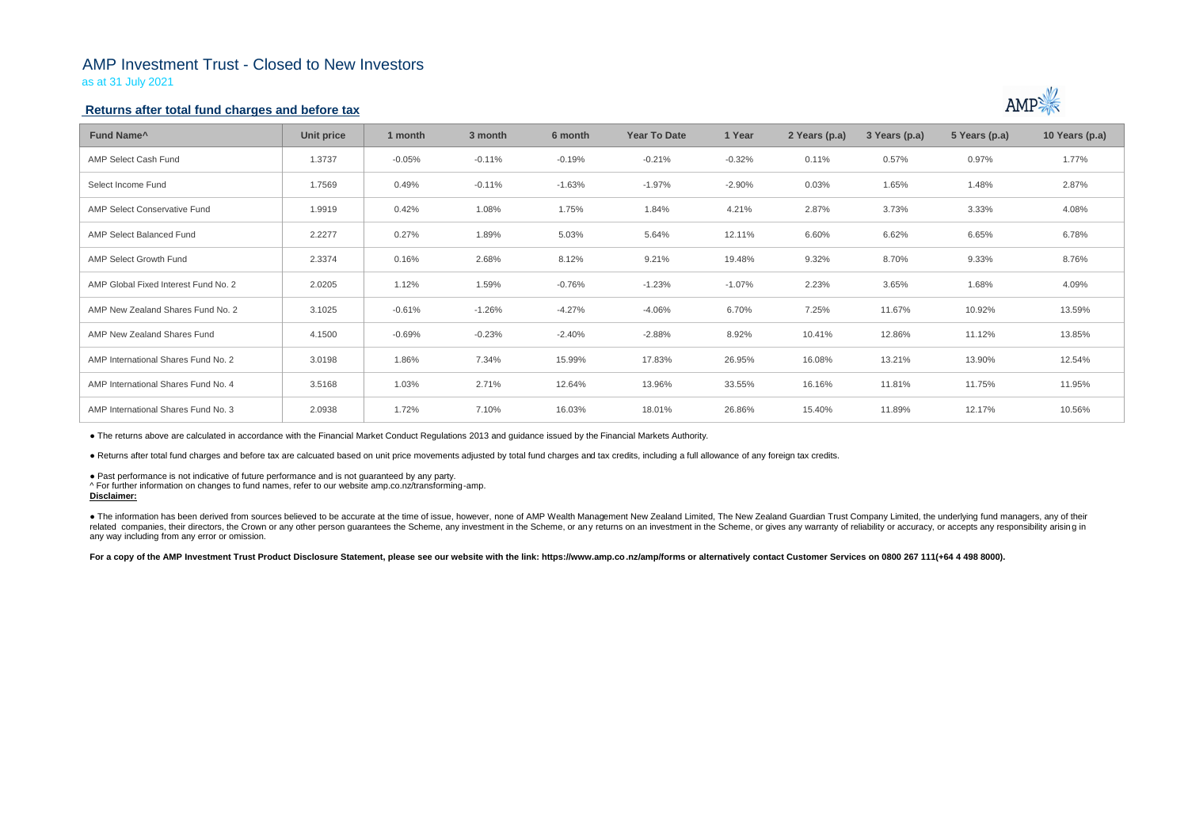# AMP Investment Trust - Closed to New Investors

as at 31 July 2021

## Returns after total fund charges and before tax

| Fund Name^ | Unit price | 1 month | 3 month | 6 month | Year To Date | 1 Year | 2 Years (p.a) | 3 Years (p.a) | 5 Years (p.a) | 10 Years (p.a) |
|---|---|---|---|---|---|---|---|---|---|---|
| AMP Select Cash Fund | 1.3737 | -0.05% | -0.11% | -0.19% | -0.21% | -0.32% | 0.11% | 0.57% | 0.97% | 1.77% |
| Select Income Fund | 1.7569 | 0.49% | -0.11% | -1.63% | -1.97% | -2.90% | 0.03% | 1.65% | 1.48% | 2.87% |
| AMP Select Conservative Fund | 1.9919 | 0.42% | 1.08% | 1.75% | 1.84% | 4.21% | 2.87% | 3.73% | 3.33% | 4.08% |
| AMP Select Balanced Fund | 2.2277 | 0.27% | 1.89% | 5.03% | 5.64% | 12.11% | 6.60% | 6.62% | 6.65% | 6.78% |
| AMP Select Growth Fund | 2.3374 | 0.16% | 2.68% | 8.12% | 9.21% | 19.48% | 9.32% | 8.70% | 9.33% | 8.76% |
| AMP Global Fixed Interest Fund No. 2 | 2.0205 | 1.12% | 1.59% | -0.76% | -1.23% | -1.07% | 2.23% | 3.65% | 1.68% | 4.09% |
| AMP New Zealand Shares Fund No. 2 | 3.1025 | -0.61% | -1.26% | -4.27% | -4.06% | 6.70% | 7.25% | 11.67% | 10.92% | 13.59% |
| AMP New Zealand Shares Fund | 4.1500 | -0.69% | -0.23% | -2.40% | -2.88% | 8.92% | 10.41% | 12.86% | 11.12% | 13.85% |
| AMP International Shares Fund No. 2 | 3.0198 | 1.86% | 7.34% | 15.99% | 17.83% | 26.95% | 16.08% | 13.21% | 13.90% | 12.54% |
| AMP International Shares Fund No. 4 | 3.5168 | 1.03% | 2.71% | 12.64% | 13.96% | 33.55% | 16.16% | 11.81% | 11.75% | 11.95% |
| AMP International Shares Fund No. 3 | 2.0938 | 1.72% | 7.10% | 16.03% | 18.01% | 26.86% | 15.40% | 11.89% | 12.17% | 10.56% |

● The returns above are calculated in accordance with the Financial Market Conduct Regulations 2013 and guidance issued by the Financial Markets Authority.

● Returns after total fund charges and before tax are calcuated based on unit price movements adjusted by total fund charges and tax credits, including a full allowance of any foreign tax credits.

● Past performance is not indicative of future performance and is not guaranteed by any party.

^ For further information on changes to fund names, refer to our website amp.co.nz/transforming-amp.

**Disclaimer:**

● The information has been derived from sources believed to be accurate at the time of issue, however, none of AMP Wealth Management New Zealand Limited, The New Zealand Guardian Trust Company Limited, the underlying fund managers, any of their related companies, their directors, the Crown or any other person guarantees the Scheme, any investment in the Scheme, or any returns on an investment in the Scheme, or gives any warranty of reliability or accuracy, or accepts any responsibility arising in any way including from any error or omission.

**For a copy of the AMP Investment Trust Product Disclosure Statement, please see our website with the link: https://www.amp.co.nz/amp/forms or alternatively contact Customer Services on 0800 267 111(+64 4 498 8000).**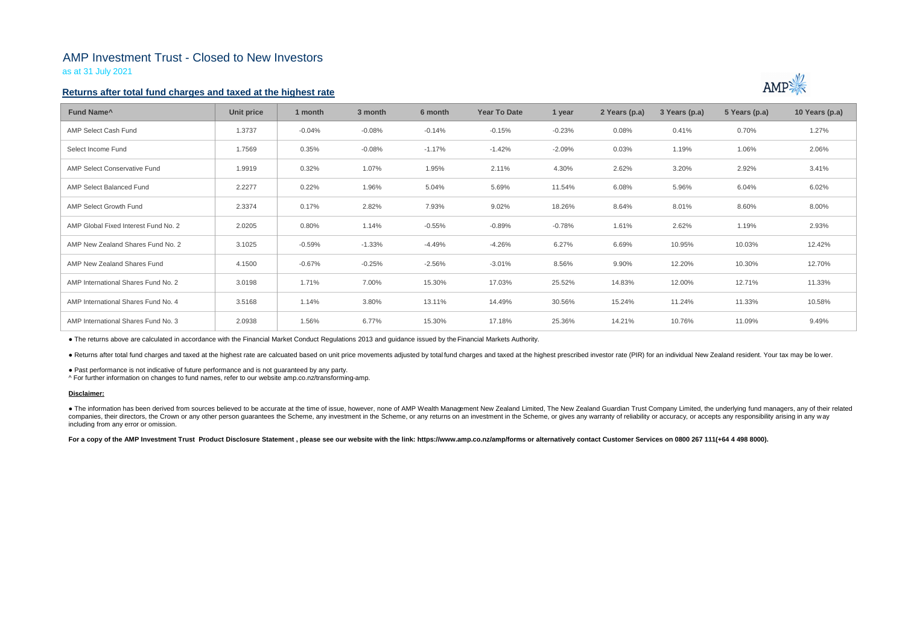# AMP Investment Trust - Closed to New Investors

as at 31 July 2021

## Returns after total fund charges and taxed at the highest rate

| Fund Name^ | Unit price | 1 month | 3 month | 6 month | Year To Date | 1 year | 2 Years (p.a) | 3 Years (p.a) | 5 Years (p.a) | 10 Years (p.a) |
|---|---|---|---|---|---|---|---|---|---|---|
| AMP Select Cash Fund | 1.3737 | -0.04% | -0.08% | -0.14% | -0.15% | -0.23% | 0.08% | 0.41% | 0.70% | 1.27% |
| Select Income Fund | 1.7569 | 0.35% | -0.08% | -1.17% | -1.42% | -2.09% | 0.03% | 1.19% | 1.06% | 2.06% |
| AMP Select Conservative Fund | 1.9919 | 0.32% | 1.07% | 1.95% | 2.11% | 4.30% | 2.62% | 3.20% | 2.92% | 3.41% |
| AMP Select Balanced Fund | 2.2277 | 0.22% | 1.96% | 5.04% | 5.69% | 11.54% | 6.08% | 5.96% | 6.04% | 6.02% |
| AMP Select Growth Fund | 2.3374 | 0.17% | 2.82% | 7.93% | 9.02% | 18.26% | 8.64% | 8.01% | 8.60% | 8.00% |
| AMP Global Fixed Interest Fund No. 2 | 2.0205 | 0.80% | 1.14% | -0.55% | -0.89% | -0.78% | 1.61% | 2.62% | 1.19% | 2.93% |
| AMP New Zealand Shares Fund No. 2 | 3.1025 | -0.59% | -1.33% | -4.49% | -4.26% | 6.27% | 6.69% | 10.95% | 10.03% | 12.42% |
| AMP New Zealand Shares Fund | 4.1500 | -0.67% | -0.25% | -2.56% | -3.01% | 8.56% | 9.90% | 12.20% | 10.30% | 12.70% |
| AMP International Shares Fund No. 2 | 3.0198 | 1.71% | 7.00% | 15.30% | 17.03% | 25.52% | 14.83% | 12.00% | 12.71% | 11.33% |
| AMP International Shares Fund No. 4 | 3.5168 | 1.14% | 3.80% | 13.11% | 14.49% | 30.56% | 15.24% | 11.24% | 11.33% | 10.58% |
| AMP International Shares Fund No. 3 | 2.0938 | 1.56% | 6.77% | 15.30% | 17.18% | 25.36% | 14.21% | 10.76% | 11.09% | 9.49% |

● The returns above are calculated in accordance with the Financial Market Conduct Regulations 2013 and guidance issued by the Financial Markets Authority.

● Returns after total fund charges and taxed at the highest rate are calcuated based on unit price movements adjusted by total fund charges and taxed at the highest prescribed investor rate (PIR) for an individual New Zealand resident. Your tax may be lower.

● Past performance is not indicative of future performance and is not guaranteed by any party.

^ For further information on changes to fund names, refer to our website amp.co.nz/transforming-amp.

**Disclaimer:**

● The information has been derived from sources believed to be accurate at the time of issue, however, none of AMP Wealth Management New Zealand Limited, The New Zealand Guardian Trust Company Limited, the underlying fund managers, any of their related companies, their directors, the Crown or any other person guarantees the Scheme, any investment in the Scheme, or any returns on an investment in the Scheme, or gives any warranty of reliability or accuracy, or accepts any responsibility arising in any way including from any error or omission.

**For a copy of the AMP Investment Trust Product Disclosure Statement , please see our website with the link: https://www.amp.co.nz/amp/forms or alternatively contact Customer Services on 0800 267 111(+64 4 498 8000).**